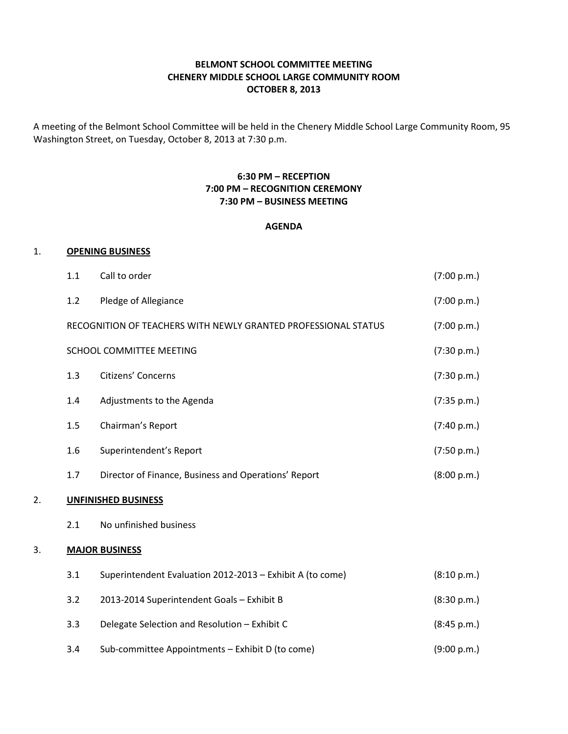# BELMONT SCHOOL COMMITTEE MEETING
## CHENERY MIDDLE SCHOOL LARGE COMMUNITY ROOM
## OCTOBER 8, 2013

A meeting of the Belmont School Committee will be held in the Chenery Middle School Large Community Room, 95 Washington Street, on Tuesday, October 8, 2013 at 7:30 p.m.

**6:30 PM – RECEPTION**
**7:00 PM – RECOGNITION CEREMONY**
**7:30 PM – BUSINESS MEETING**

**AGENDA**

1. **OPENING BUSINESS**

| | | |
|---|---|---|
| 1.1 | Call to order | (7:00 p.m.) |
| 1.2 | Pledge of Allegiance | (7:00 p.m.) |
| RECOGNITION OF TEACHERS WITH NEWLY GRANTED PROFESSIONAL STATUS | | (7:00 p.m.) |
| SCHOOL COMMITTEE MEETING | | (7:30 p.m.) |
| 1.3 | Citizens' Concerns | (7:30 p.m.) |
| 1.4 | Adjustments to the Agenda | (7:35 p.m.) |
| 1.5 | Chairman's Report | (7:40 p.m.) |
| 1.6 | Superintendent's Report | (7:50 p.m.) |
| 1.7 | Director of Finance, Business and Operations' Report | (8:00 p.m.) |

2. **UNFINISHED BUSINESS**

| | | |
|---|---|---|
| 2.1 | No unfinished business | |

3. **MAJOR BUSINESS**

| | | |
|---|---|---|
| 3.1 | Superintendent Evaluation 2012-2013 – Exhibit A (to come) | (8:10 p.m.) |
| 3.2 | 2013-2014 Superintendent Goals – Exhibit B | (8:30 p.m.) |
| 3.3 | Delegate Selection and Resolution – Exhibit C | (8:45 p.m.) |
| 3.4 | Sub-committee Appointments – Exhibit D (to come) | (9:00 p.m.) |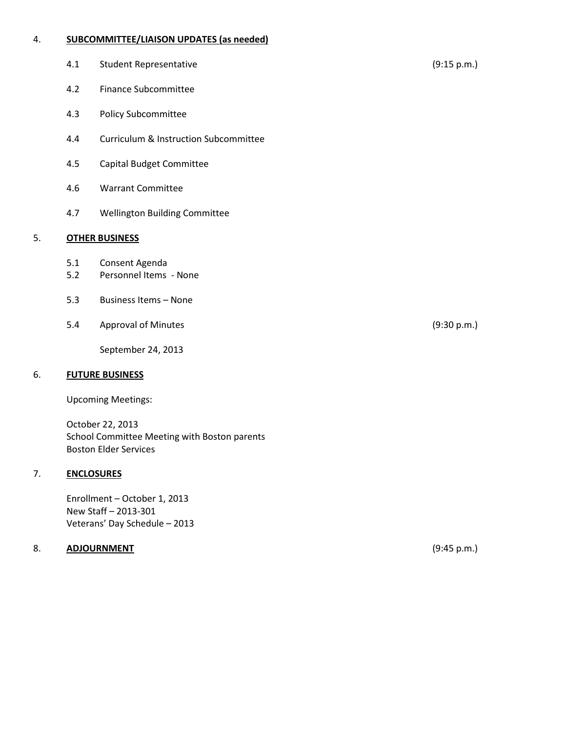4. **SUBCOMMITTEE/LIAISON UPDATES (as needed)**

   4.1 Student Representative (9:15 p.m.)

   4.2 Finance Subcommittee

   4.3 Policy Subcommittee

   4.4 Curriculum & Instruction Subcommittee

   4.5 Capital Budget Committee

   4.6 Warrant Committee

   4.7 Wellington Building Committee

5. **OTHER BUSINESS**

   5.1 Consent Agenda
   5.2 Personnel Items - None

   5.3 Business Items – None

   5.4 Approval of Minutes (9:30 p.m.)

   September 24, 2013

6. **FUTURE BUSINESS**

   Upcoming Meetings:

   October 22, 2013
   School Committee Meeting with Boston parents
   Boston Elder Services

7. **ENCLOSURES**

   Enrollment – October 1, 2013
   New Staff – 2013-301
   Veterans' Day Schedule – 2013

8. **ADJOURNMENT** (9:45 p.m.)